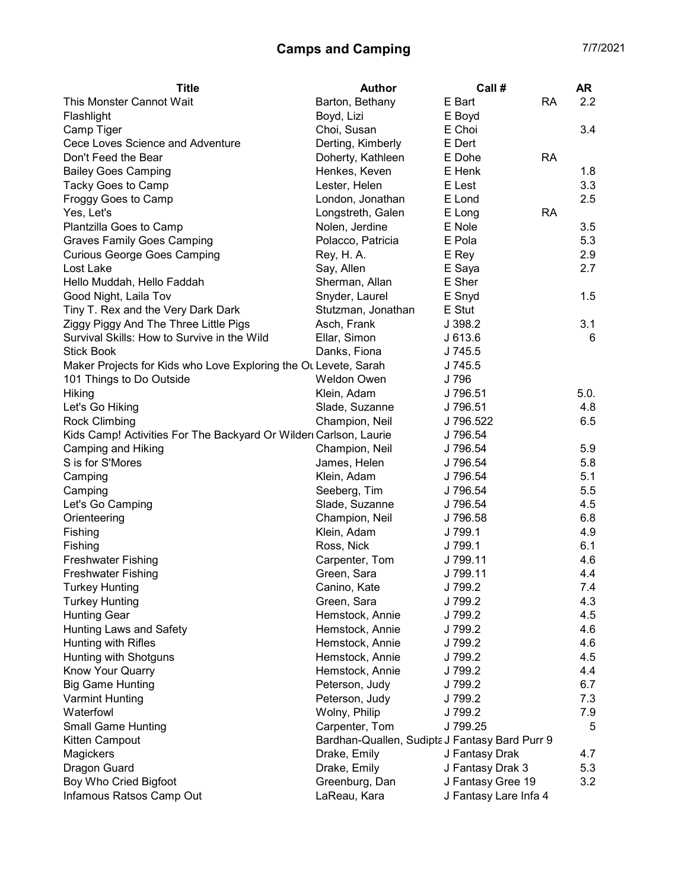# Camps and Camping

7/7/2021

| Title | Author | Call # | | AR |
|---|---|---|---|---|
| This Monster Cannot Wait | Barton, Bethany | E Bart | RA | 2.2 |
| Flashlight | Boyd, Lizi | E Boyd | | |
| Camp Tiger | Choi, Susan | E Choi | | 3.4 |
| Cece Loves Science and Adventure | Derting, Kimberly | E Dert | | |
| Don't Feed the Bear | Doherty, Kathleen | E Dohe | RA | |
| Bailey Goes Camping | Henkes, Keven | E Henk | | 1.8 |
| Tacky Goes to Camp | Lester, Helen | E Lest | | 3.3 |
| Froggy Goes to Camp | London, Jonathan | E Lond | | 2.5 |
| Yes, Let's | Longstreth, Galen | E Long | RA | |
| Plantzilla Goes to Camp | Nolen, Jerdine | E Nole | | 3.5 |
| Graves Family Goes Camping | Polacco, Patricia | E Pola | | 5.3 |
| Curious George Goes Camping | Rey, H. A. | E Rey | | 2.9 |
| Lost Lake | Say, Allen | E Saya | | 2.7 |
| Hello Muddah, Hello Faddah | Sherman, Allan | E Sher | | |
| Good Night, Laila Tov | Snyder, Laurel | E Snyd | | 1.5 |
| Tiny T. Rex and the Very Dark Dark | Stutzman, Jonathan | E Stut | | |
| Ziggy Piggy And The Three Little Pigs | Asch, Frank | J 398.2 | | 3.1 |
| Survival Skills: How to Survive in the Wild | Ellar, Simon | J 613.6 | | 6 |
| Stick Book | Danks, Fiona | J 745.5 | | |
| Maker Projects for Kids who Love Exploring the Ou | Levete, Sarah | J 745.5 | | |
| 101 Things to Do Outside | Weldon Owen | J 796 | | |
| Hiking | Klein, Adam | J 796.51 | | 5.0. |
| Let's Go Hiking | Slade, Suzanne | J 796.51 | | 4.8 |
| Rock Climbing | Champion, Neil | J 796.522 | | 6.5 |
| Kids Camp! Activities For The Backyard Or Wilderi | Carlson, Laurie | J 796.54 | | |
| Camping and Hiking | Champion, Neil | J 796.54 | | 5.9 |
| S is for S'Mores | James, Helen | J 796.54 | | 5.8 |
| Camping | Klein, Adam | J 796.54 | | 5.1 |
| Camping | Seeberg, Tim | J 796.54 | | 5.5 |
| Let's Go Camping | Slade, Suzanne | J 796.54 | | 4.5 |
| Orienteering | Champion, Neil | J 796.58 | | 6.8 |
| Fishing | Klein, Adam | J 799.1 | | 4.9 |
| Fishing | Ross, Nick | J 799.1 | | 6.1 |
| Freshwater Fishing | Carpenter, Tom | J 799.11 | | 4.6 |
| Freshwater Fishing | Green, Sara | J 799.11 | | 4.4 |
| Turkey Hunting | Canino, Kate | J 799.2 | | 7.4 |
| Turkey Hunting | Green, Sara | J 799.2 | | 4.3 |
| Hunting Gear | Hemstock, Annie | J 799.2 | | 4.5 |
| Hunting Laws and Safety | Hemstock, Annie | J 799.2 | | 4.6 |
| Hunting with Rifles | Hemstock, Annie | J 799.2 | | 4.6 |
| Hunting with Shotguns | Hemstock, Annie | J 799.2 | | 4.5 |
| Know Your Quarry | Hemstock, Annie | J 799.2 | | 4.4 |
| Big Game Hunting | Peterson, Judy | J 799.2 | | 6.7 |
| Varmint Hunting | Peterson, Judy | J 799.2 | | 7.3 |
| Waterfowl | Wolny, Philip | J 799.2 | | 7.9 |
| Small Game Hunting | Carpenter, Tom | J 799.25 | | 5 |
| Kitten Campout | Bardhan-Quallen, Sudipta | J Fantasy Bard Purr 9 | | |
| Magickers | Drake, Emily | J Fantasy Drak | | 4.7 |
| Dragon Guard | Drake, Emily | J Fantasy Drak 3 | | 5.3 |
| Boy Who Cried Bigfoot | Greenburg, Dan | J Fantasy Gree 19 | | 3.2 |
| Infamous Ratsos Camp Out | LaReau, Kara | J Fantasy Lare Infa 4 | | |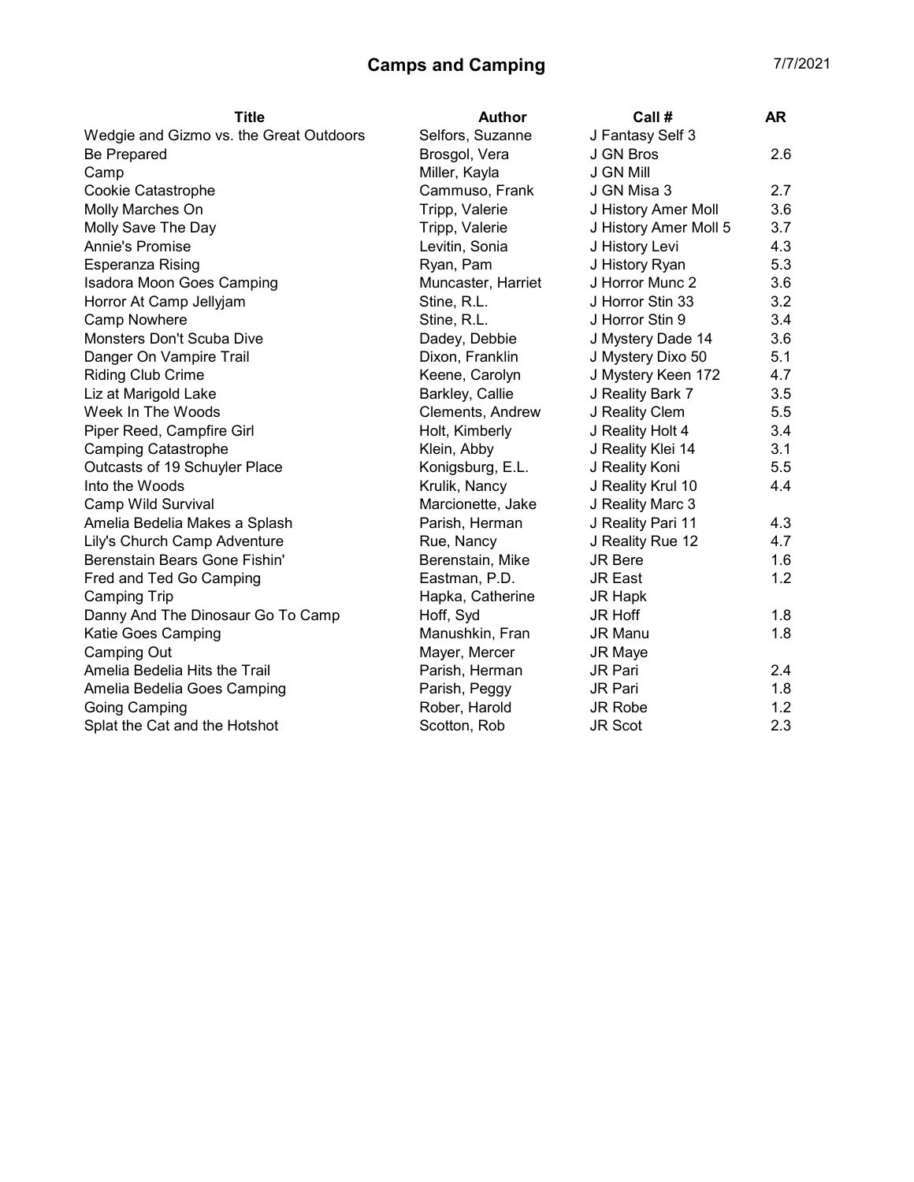# Camps and Camping

7/7/2021

| Title | Author | Call # | AR |
|---|---|---|---|
| Wedgie and Gizmo vs. the Great Outdoors | Selfors, Suzanne | J Fantasy Self 3 | |
| Be Prepared | Brosgol, Vera | J GN Bros | 2.6 |
| Camp | Miller, Kayla | J GN Mill | |
| Cookie Catastrophe | Cammuso, Frank | J GN Misa 3 | 2.7 |
| Molly Marches On | Tripp, Valerie | J History Amer Moll | 3.6 |
| Molly Save The Day | Tripp, Valerie | J History Amer Moll 5 | 3.7 |
| Annie's Promise | Levitin, Sonia | J History Levi | 4.3 |
| Esperanza Rising | Ryan, Pam | J History Ryan | 5.3 |
| Isadora Moon Goes Camping | Muncaster, Harriet | J Horror Munc 2 | 3.6 |
| Horror At Camp Jellyjam | Stine, R.L. | J Horror Stin 33 | 3.2 |
| Camp Nowhere | Stine, R.L. | J Horror Stin 9 | 3.4 |
| Monsters Don't Scuba Dive | Dadey, Debbie | J Mystery Dade 14 | 3.6 |
| Danger On Vampire Trail | Dixon, Franklin | J Mystery Dixo 50 | 5.1 |
| Riding Club Crime | Keene, Carolyn | J Mystery Keen 172 | 4.7 |
| Liz at Marigold Lake | Barkley, Callie | J Reality Bark 7 | 3.5 |
| Week In The Woods | Clements, Andrew | J Reality Clem | 5.5 |
| Piper Reed, Campfire Girl | Holt, Kimberly | J Reality Holt 4 | 3.4 |
| Camping Catastrophe | Klein, Abby | J Reality Klei 14 | 3.1 |
| Outcasts of 19 Schuyler Place | Konigsburg, E.L. | J Reality Koni | 5.5 |
| Into the Woods | Krulik, Nancy | J Reality Krul 10 | 4.4 |
| Camp Wild Survival | Marcionette, Jake | J Reality Marc 3 | |
| Amelia Bedelia Makes a Splash | Parish, Herman | J Reality Pari 11 | 4.3 |
| Lily's Church Camp Adventure | Rue, Nancy | J Reality Rue 12 | 4.7 |
| Berenstain Bears Gone Fishin' | Berenstain, Mike | JR Bere | 1.6 |
| Fred and Ted Go Camping | Eastman, P.D. | JR East | 1.2 |
| Camping Trip | Hapka, Catherine | JR Hapk | |
| Danny And The Dinosaur Go To Camp | Hoff, Syd | JR Hoff | 1.8 |
| Katie Goes Camping | Manushkin, Fran | JR Manu | 1.8 |
| Camping Out | Mayer, Mercer | JR Maye | |
| Amelia Bedelia Hits the Trail | Parish, Herman | JR Pari | 2.4 |
| Amelia Bedelia Goes Camping | Parish, Peggy | JR Pari | 1.8 |
| Going Camping | Rober, Harold | JR Robe | 1.2 |
| Splat the Cat and the Hotshot | Scotton, Rob | JR Scot | 2.3 |